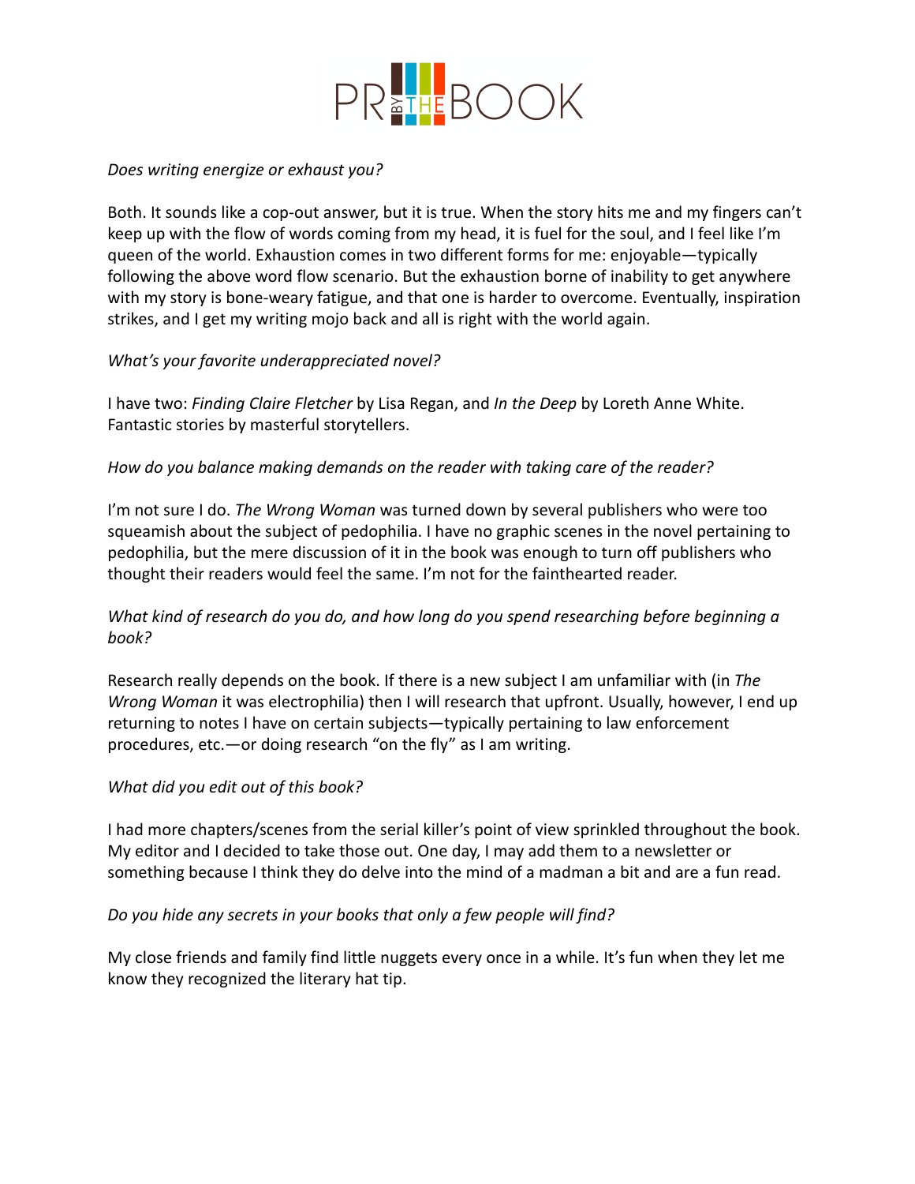*Does writing energize or exhaust you?*

Both. It sounds like a cop-out answer, but it is true. When the story hits me and my fingers can't keep up with the flow of words coming from my head, it is fuel for the soul, and I feel like I'm queen of the world. Exhaustion comes in two different forms for me: enjoyable—typically following the above word flow scenario. But the exhaustion borne of inability to get anywhere with my story is bone-weary fatigue, and that one is harder to overcome. Eventually, inspiration strikes, and I get my writing mojo back and all is right with the world again.

*What's your favorite underappreciated novel?*

I have two: *Finding Claire Fletcher* by Lisa Regan, and *In the Deep* by Loreth Anne White. Fantastic stories by masterful storytellers.

*How do you balance making demands on the reader with taking care of the reader?*

I'm not sure I do. *The Wrong Woman* was turned down by several publishers who were too squeamish about the subject of pedophilia. I have no graphic scenes in the novel pertaining to pedophilia, but the mere discussion of it in the book was enough to turn off publishers who thought their readers would feel the same. I'm not for the fainthearted reader.

*What kind of research do you do, and how long do you spend researching before beginning a book?*

Research really depends on the book. If there is a new subject I am unfamiliar with (in *The Wrong Woman* it was electrophilia) then I will research that upfront. Usually, however, I end up returning to notes I have on certain subjects—typically pertaining to law enforcement procedures, etc.—or doing research "on the fly" as I am writing.

*What did you edit out of this book?*

I had more chapters/scenes from the serial killer's point of view sprinkled throughout the book. My editor and I decided to take those out. One day, I may add them to a newsletter or something because I think they do delve into the mind of a madman a bit and are a fun read.

*Do you hide any secrets in your books that only a few people will find?*

My close friends and family find little nuggets every once in a while. It's fun when they let me know they recognized the literary hat tip.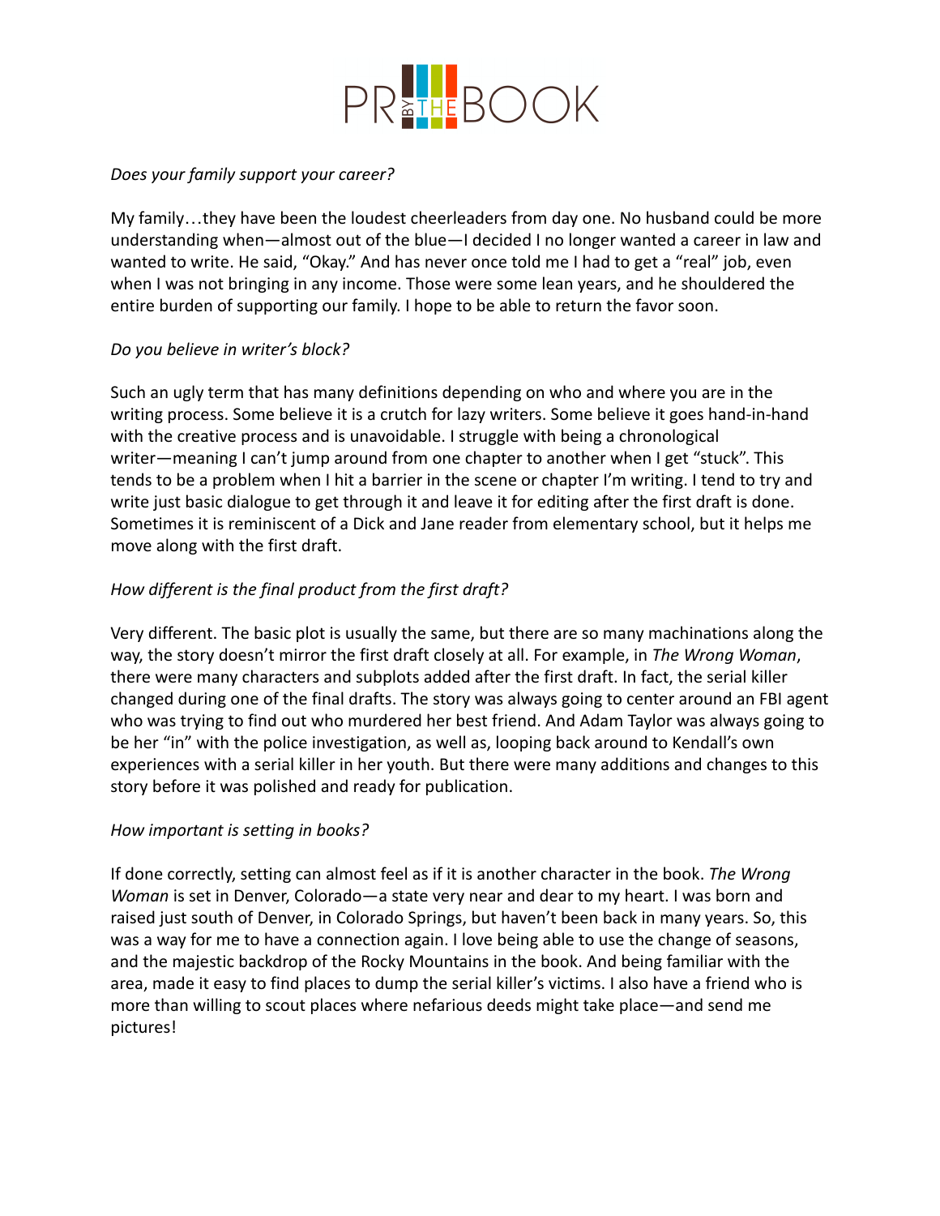*Does your family support your career?*

My family…they have been the loudest cheerleaders from day one. No husband could be more understanding when—almost out of the blue—I decided I no longer wanted a career in law and wanted to write. He said, "Okay." And has never once told me I had to get a "real" job, even when I was not bringing in any income. Those were some lean years, and he shouldered the entire burden of supporting our family. I hope to be able to return the favor soon.

*Do you believe in writer's block?*

Such an ugly term that has many definitions depending on who and where you are in the writing process. Some believe it is a crutch for lazy writers. Some believe it goes hand-in-hand with the creative process and is unavoidable. I struggle with being a chronological writer—meaning I can't jump around from one chapter to another when I get "stuck". This tends to be a problem when I hit a barrier in the scene or chapter I'm writing. I tend to try and write just basic dialogue to get through it and leave it for editing after the first draft is done. Sometimes it is reminiscent of a Dick and Jane reader from elementary school, but it helps me move along with the first draft.

*How different is the final product from the first draft?*

Very different. The basic plot is usually the same, but there are so many machinations along the way, the story doesn't mirror the first draft closely at all. For example, in *The Wrong Woman*, there were many characters and subplots added after the first draft. In fact, the serial killer changed during one of the final drafts. The story was always going to center around an FBI agent who was trying to find out who murdered her best friend. And Adam Taylor was always going to be her "in" with the police investigation, as well as, looping back around to Kendall's own experiences with a serial killer in her youth. But there were many additions and changes to this story before it was polished and ready for publication.

*How important is setting in books?*

If done correctly, setting can almost feel as if it is another character in the book. *The Wrong Woman* is set in Denver, Colorado—a state very near and dear to my heart. I was born and raised just south of Denver, in Colorado Springs, but haven't been back in many years. So, this was a way for me to have a connection again. I love being able to use the change of seasons, and the majestic backdrop of the Rocky Mountains in the book. And being familiar with the area, made it easy to find places to dump the serial killer's victims. I also have a friend who is more than willing to scout places where nefarious deeds might take place—and send me pictures!